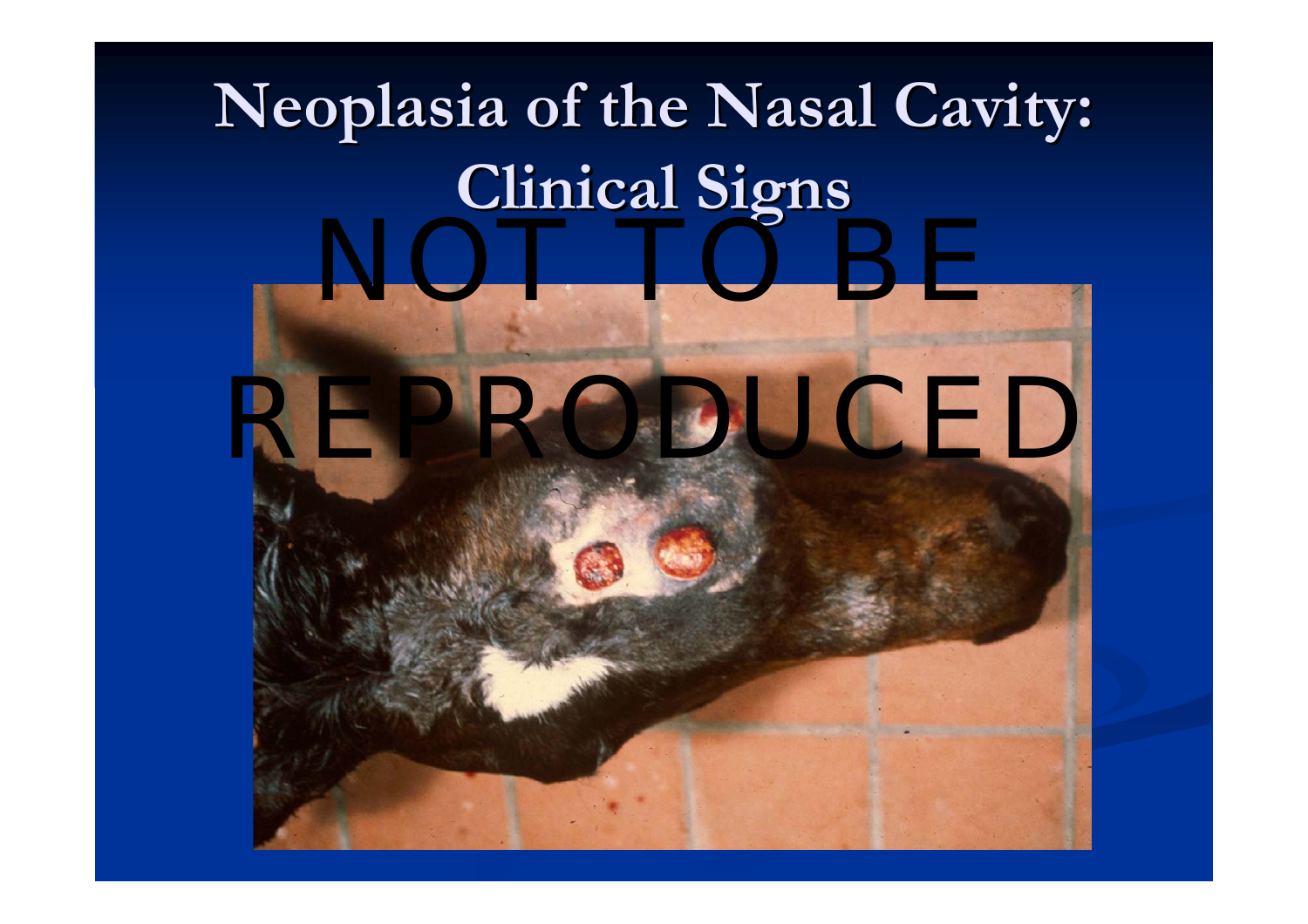# Neoplasia of the Nasal Cavity: Clinical Signs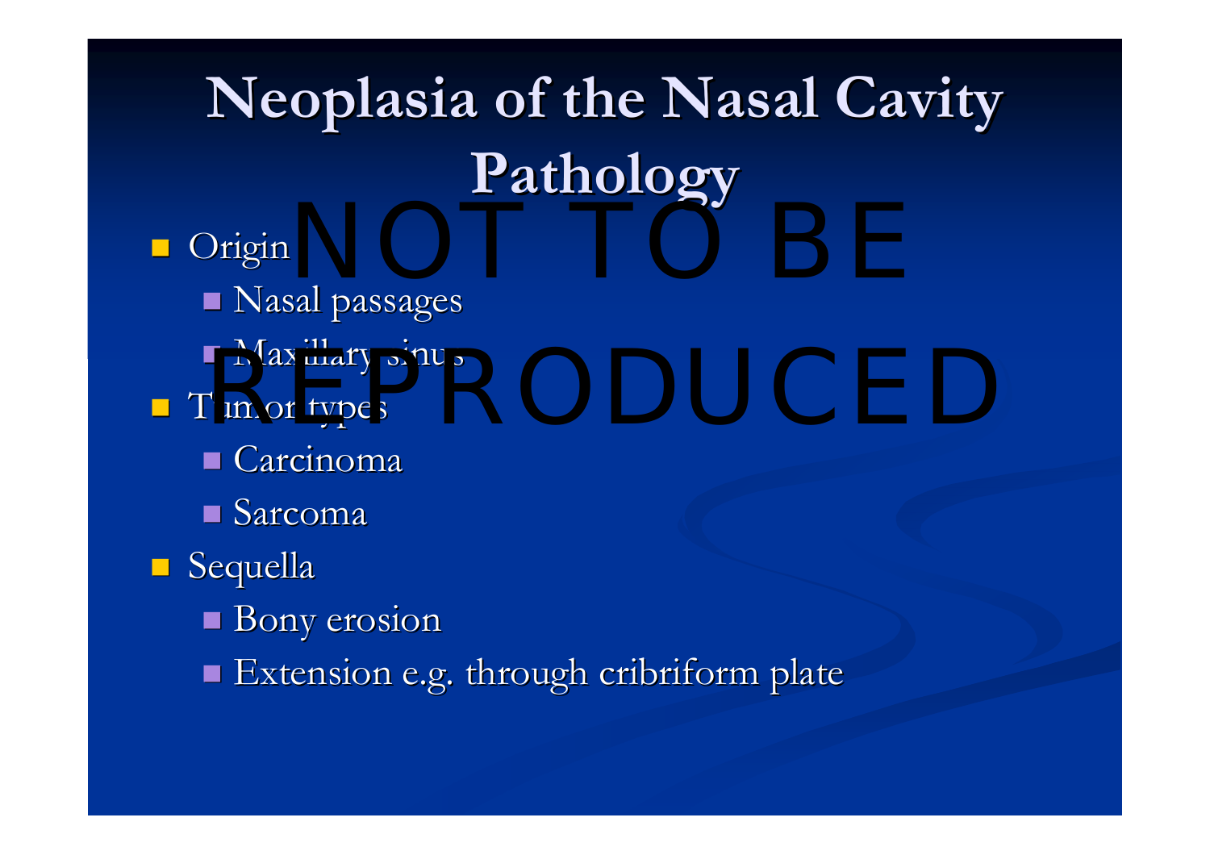# Neoplasia of the Nasal Cavity Pathology

NOT TO BE REPRODUCED

- Origin
  - Nasal passages
  - Maxillary sinus
- Tumor types
  - Carcinoma
  - Sarcoma
- Sequella
  - Bony erosion
  - Extension e.g. through cribriform plate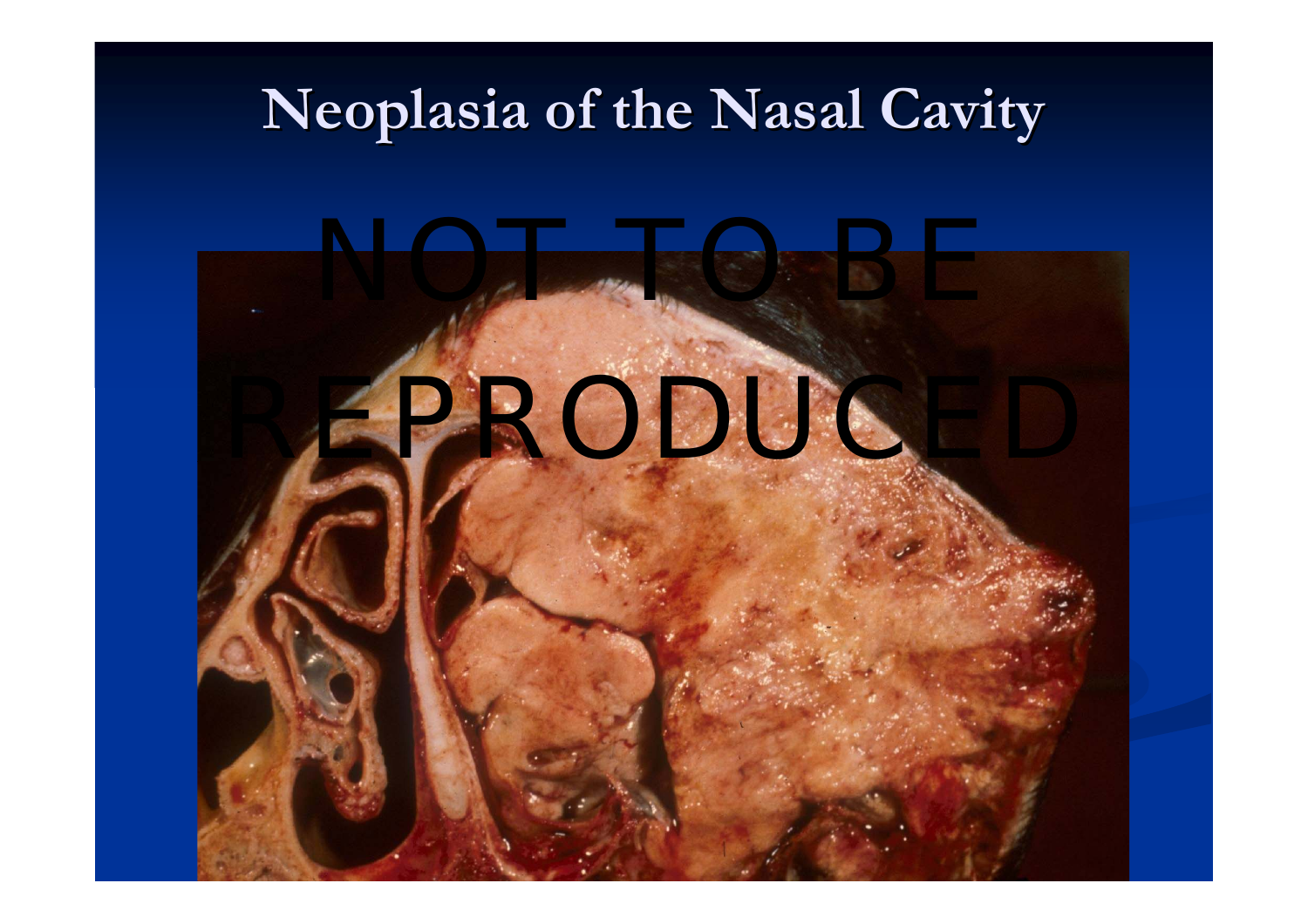# Neoplasia of the Nasal Cavity

NOT TO BE REPRODUCED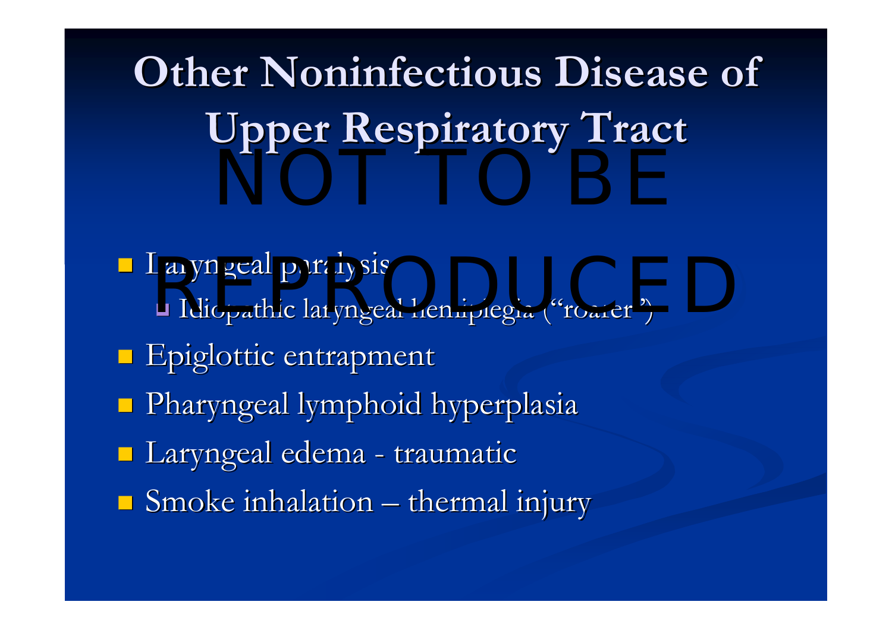# Other Noninfectious Disease of Upper Respiratory Tract

NOT TO BE REPRODUCED

- Laryngeal paralysis
  - Idiopathic laryngeal hemiplegia ("roarer")
- Epiglottic entrapment
- Pharyngeal lymphoid hyperplasia
- Laryngeal edema - traumatic
- Smoke inhalation – thermal injury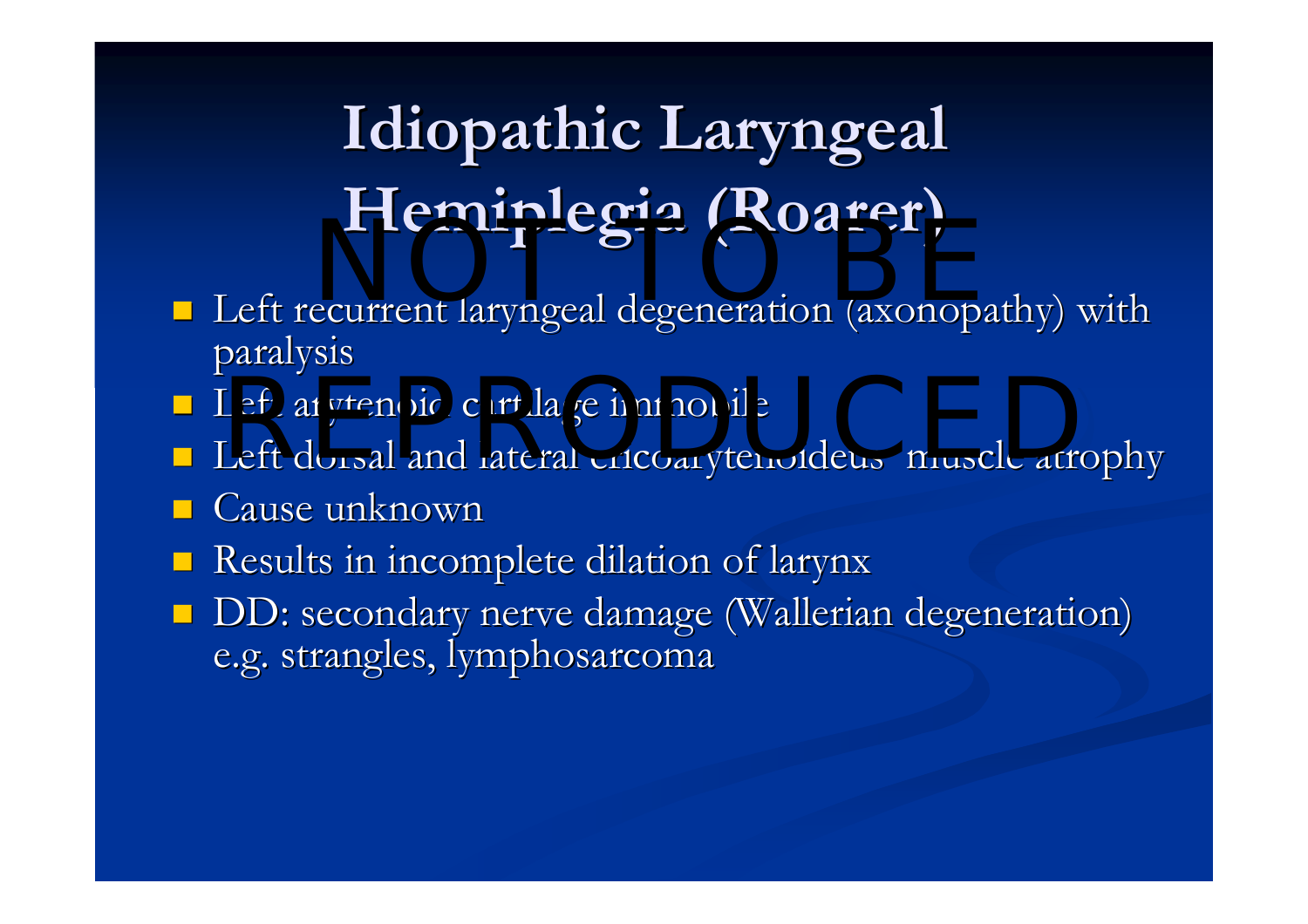# Idiopathic Laryngeal Hemiplegia (Roarer)

- Left recurrent laryngeal degeneration (axonopathy) with paralysis
- Left arytenoid cartilage immobile
- Left dorsal and lateral cricoarytenoideus muscle atrophy
- Cause unknown
- Results in incomplete dilation of larynx
- DD: secondary nerve damage (Wallerian degeneration) e.g. strangles, lymphosarcoma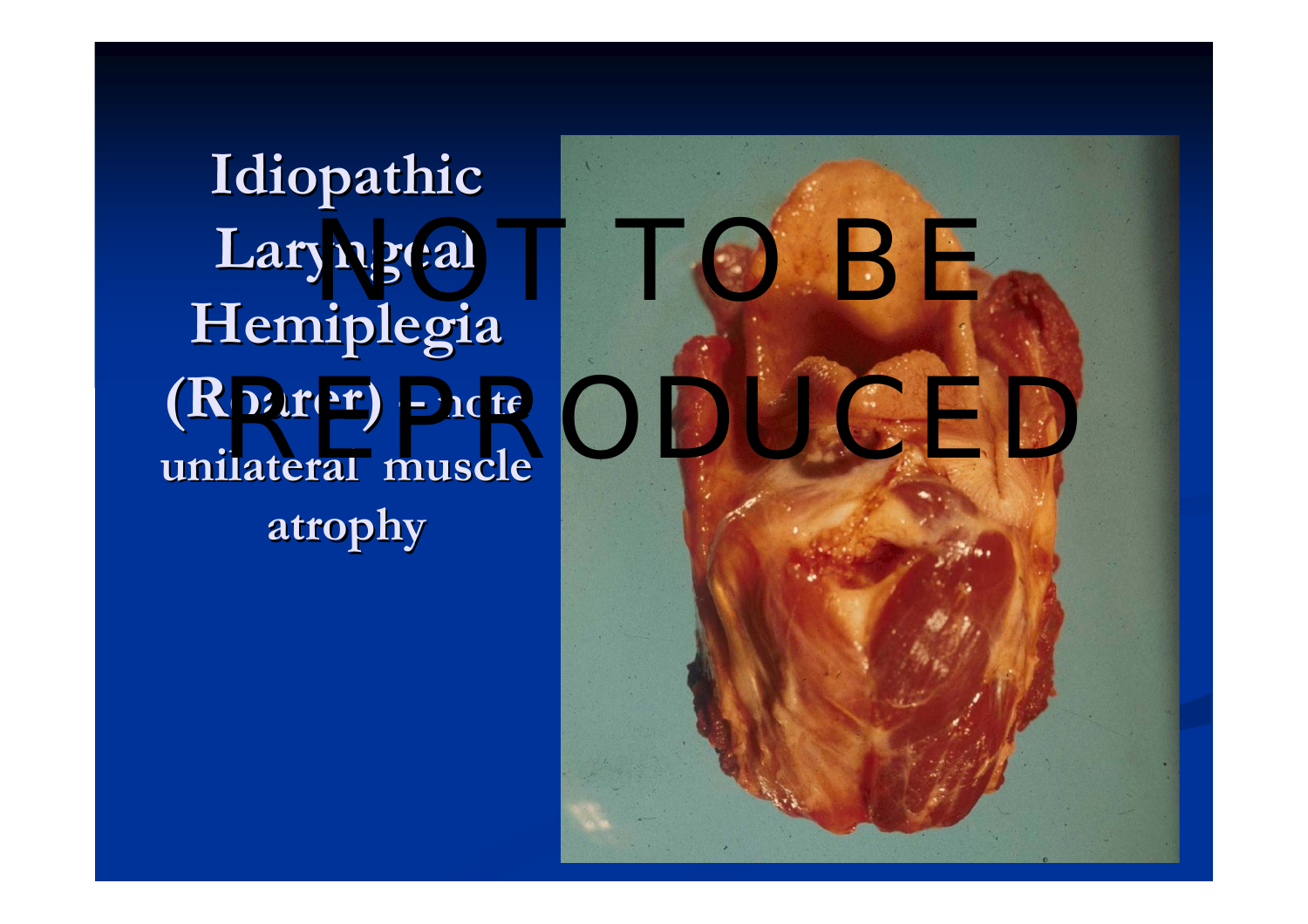Idiopathic Laryngeal Hemiplegia (Roarer) – note unilateral muscle atrophy

NOT TO BE REPRODUCED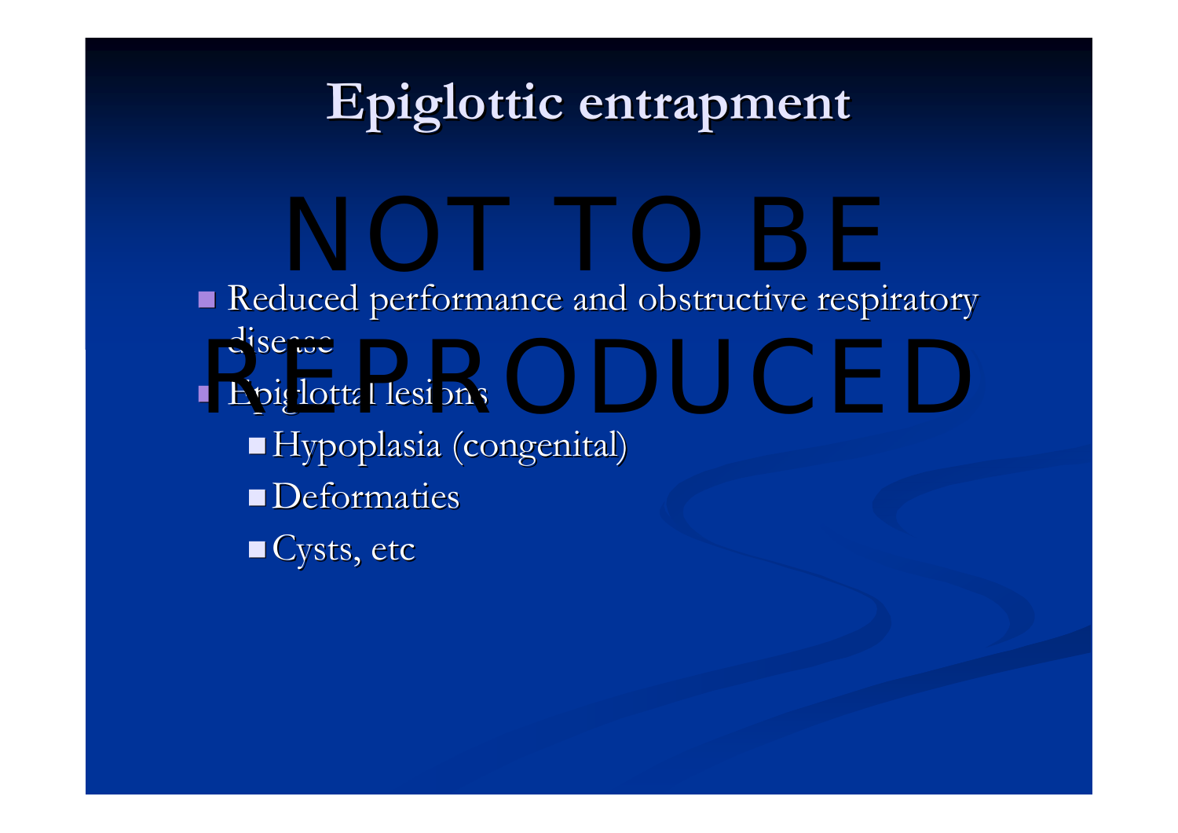# Epiglottic entrapment

NOT TO BE REPRODUCED

- Reduced performance and obstructive respiratory disease
- Epiglottal lesions
  - Hypoplasia (congenital)
  - Deformaties
  - Cysts, etc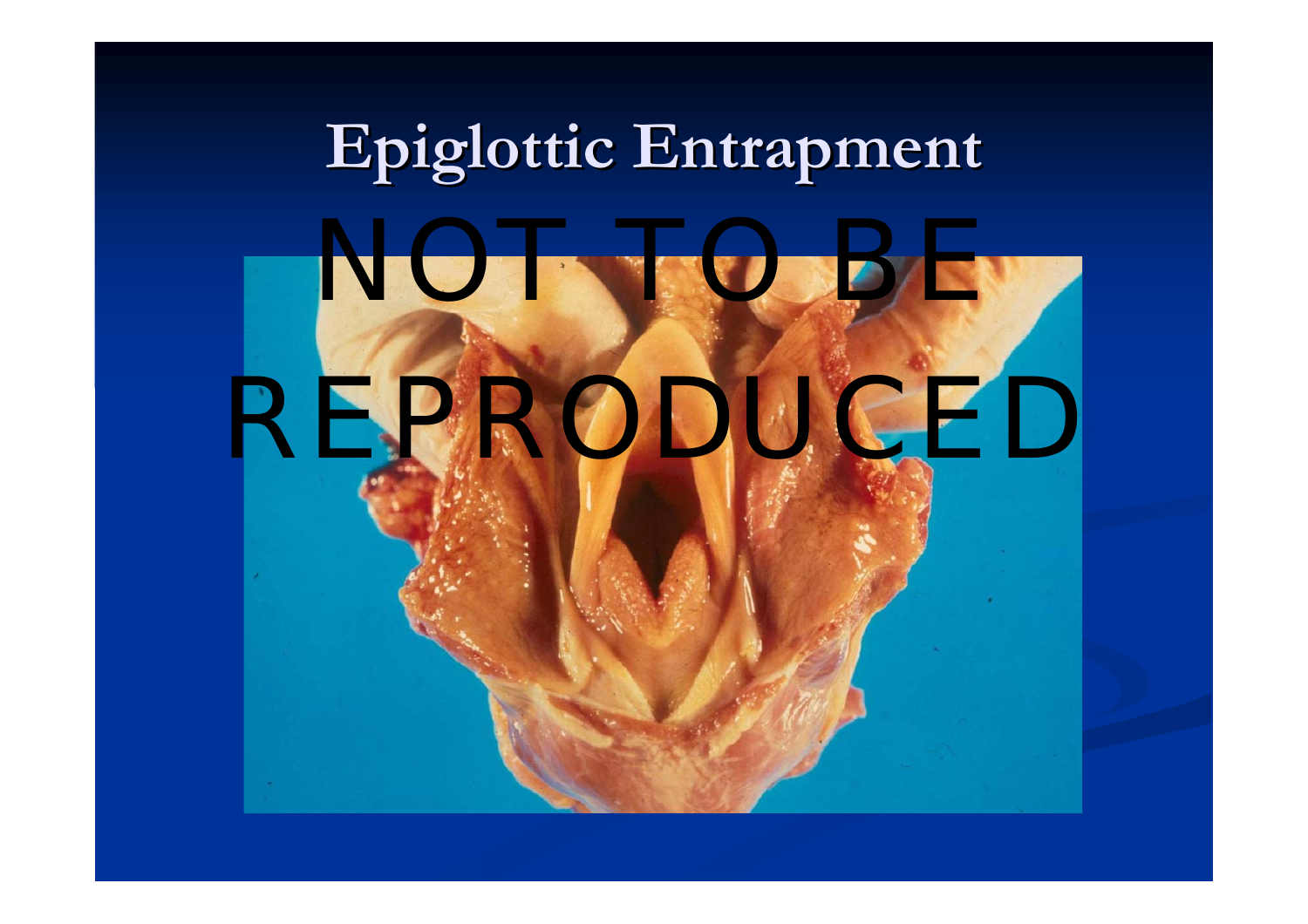# Epiglottic Entrapment

NOT TO BE REPRODUCED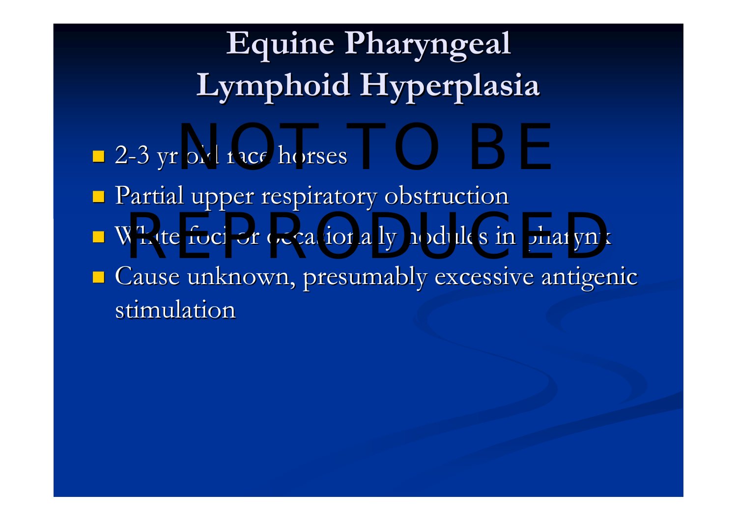# Equine Pharyngeal Lymphoid Hyperplasia

NOT TO BE REPRODUCED

- 2-3 yr old race horses
- Partial upper respiratory obstruction
- White foci or occasionally nodules in pharynx
- Cause unknown, presumably excessive antigenic stimulation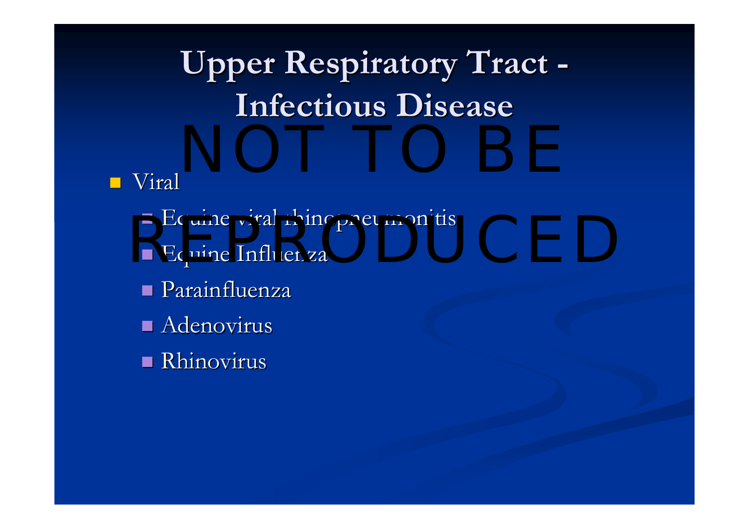# Upper Respiratory Tract - Infectious Disease

- Viral
  - Equine viral rhinopneumonitis
  - Equine Influenza
  - Parainfluenza
  - Adenovirus
  - Rhinovirus